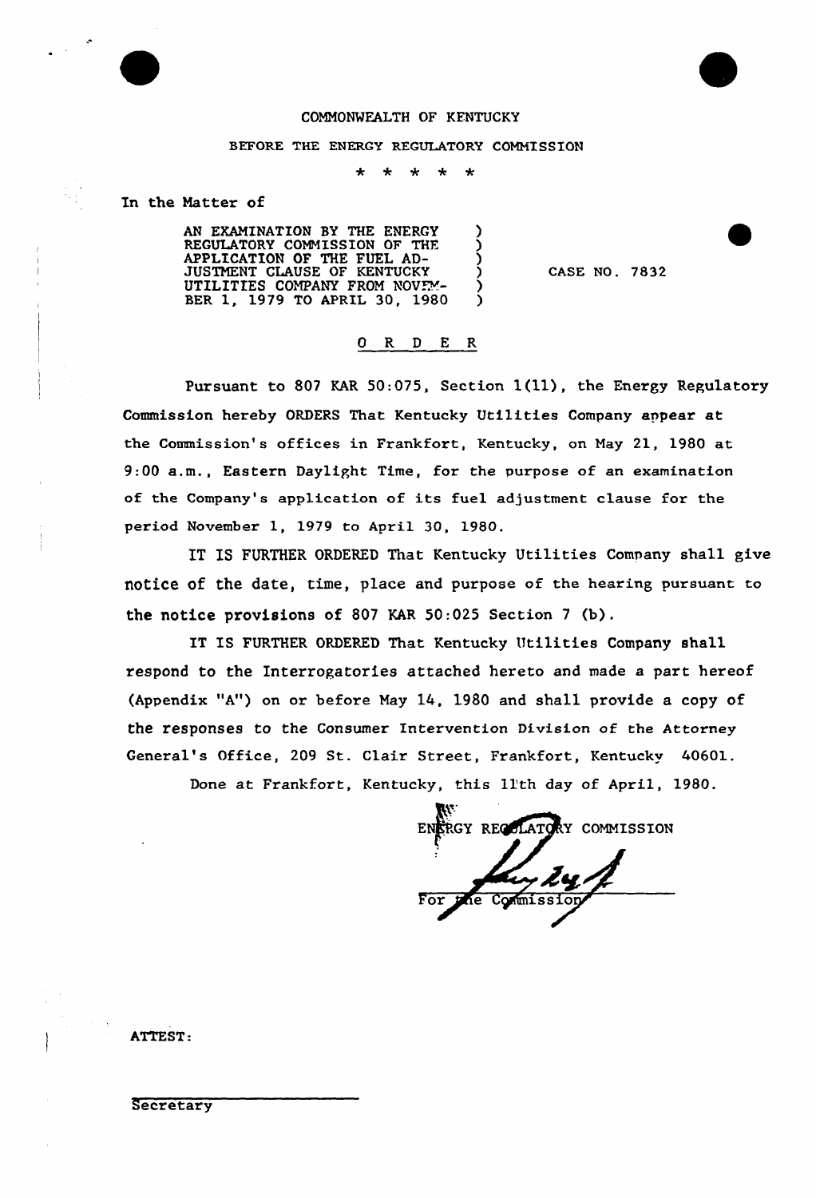COMMONWEALTH OF KENTUCKY

BEFORE THE ENERGY REGULATORY COMMISSION

\* \* \* \* \*

In the Matter of

AN EXAMINATION BY THE ENERGY REGULATORY COMMISSION OF THE APPLICATION OF THE FUEL ADJUSTMENT CLAUSE OF KENTUCKY UTILITIES COMPANY FROM NOVEMBER 1, 1979 TO APRIL 30, 1980 ) CASE NO. 7832

## O R D E R

Pursuant to 807 KAR 50:075, Section 1(11), the Energy Regulatory Commission hereby ORDERS That Kentucky Utilities Company appear at the Commission's offices in Frankfort, Kentucky, on May 21, 1980 at 9:00 a.m., Eastern Daylight Time, for the purpose of an examination of the Company's application of its fuel adjustment clause for the period November 1, 1979 to April 30, 1980.

IT IS FURTHER ORDERED That Kentucky Utilities Company shall give notice of the date, time, place and purpose of the hearing pursuant to the notice provisions of 807 KAR 50:025 Section 7 (b).

IT IS FURTHER ORDERED That Kentucky Utilities Company shall respond to the Interrogatories attached hereto and made a part hereof (Appendix "A") on or before May 14, 1980 and shall provide a copy of the responses to the Consumer Intervention Division of the Attorney General's Office, 209 St. Clair Street, Frankfort, Kentucky 40601.

Done at Frankfort, Kentucky, this 11th day of April, 1980.

ENERGY REGULATORY COMMISSION

For the Commission

ATTEST:

Secretary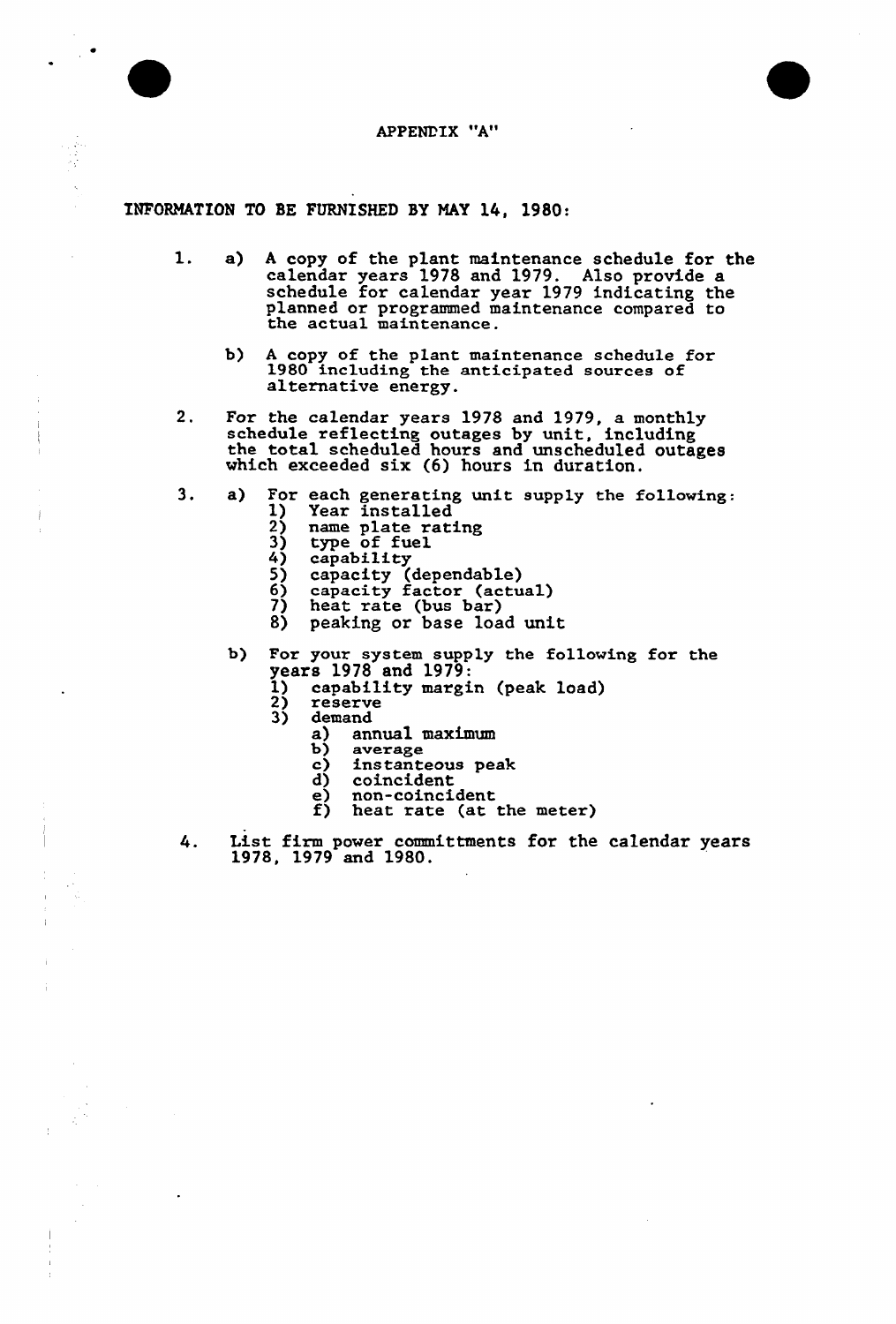# APPENDIX "A"

INFORMATION TO BE FURNISHED BY MAY 14, 1980:

1. a) A copy of the plant maintenance schedule for the calendar years 1978 and 1979. Also provide a schedule for calendar year 1979 indicating the planned or programmed maintenance compared to the actual maintenance.

   b) A copy of the plant maintenance schedule for 1980 including the anticipated sources of alternative energy.

2. For the calendar years 1978 and 1979, a monthly schedule reflecting outages by unit, including the total scheduled hours and unscheduled outages which exceeded six (6) hours in duration.

3. a) For each generating unit supply the following:
      1) Year installed
      2) name plate rating
      3) type of fuel
      4) capability
      5) capacity (dependable)
      6) capacity factor (actual)
      7) heat rate (bus bar)
      8) peaking or base load unit

   b) For your system supply the following for the years 1978 and 1979:
      1) capability margin (peak load)
      2) reserve
      3) demand
         a) annual maximum
         b) average
         c) instanteous peak
         d) coincident
         e) non-coincident
         f) heat rate (at the meter)

4. List firm power committments for the calendar years 1978, 1979 and 1980.